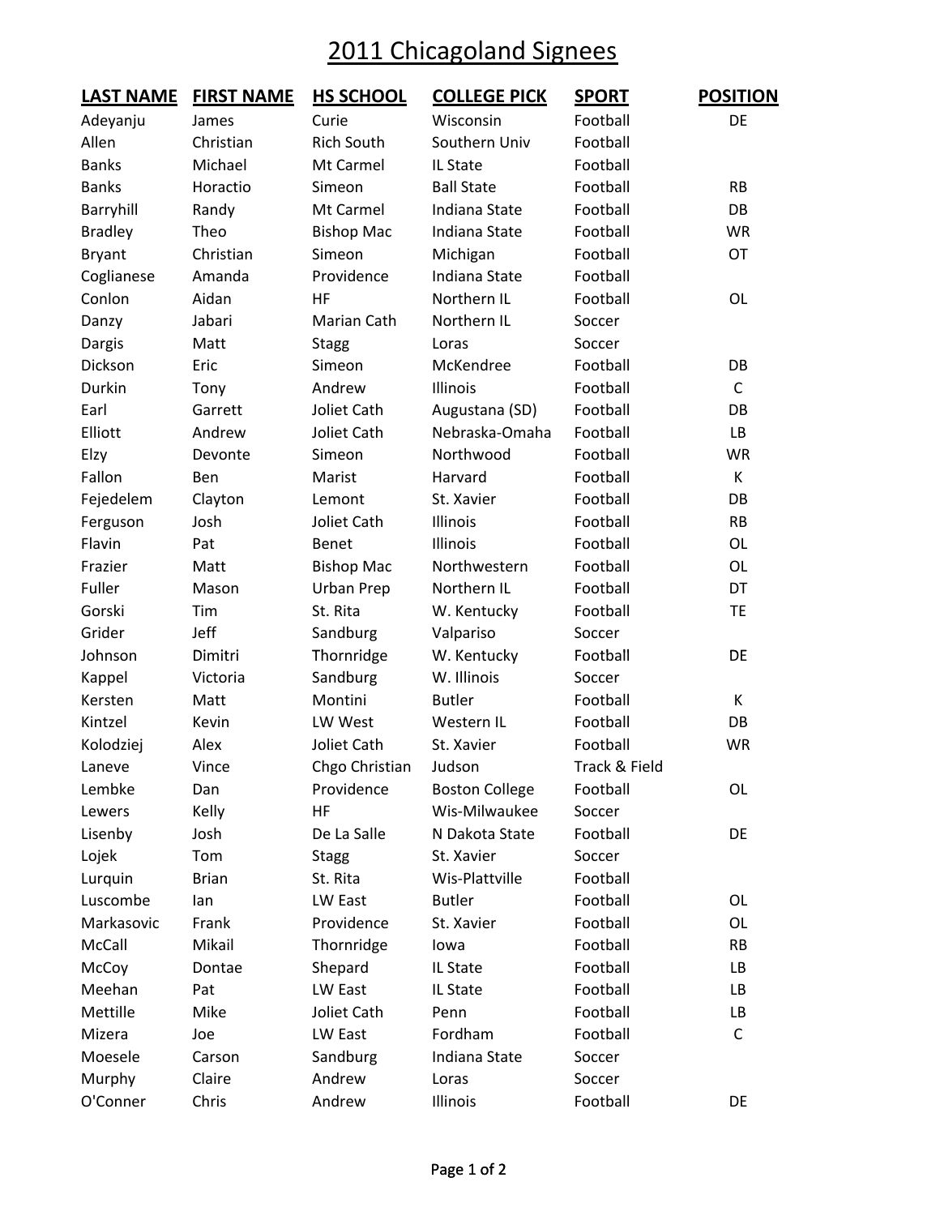# 2011 Chicagoland Signees

| LAST NAME | FIRST NAME | HS SCHOOL | COLLEGE PICK | SPORT | POSITION |
|---|---|---|---|---|---|
| Adeyanju | James | Curie | Wisconsin | Football | DE |
| Allen | Christian | Rich South | Southern Univ | Football | |
| Banks | Michael | Mt Carmel | IL State | Football | |
| Banks | Horactio | Simeon | Ball State | Football | RB |
| Barryhill | Randy | Mt Carmel | Indiana State | Football | DB |
| Bradley | Theo | Bishop Mac | Indiana State | Football | WR |
| Bryant | Christian | Simeon | Michigan | Football | OT |
| Coglianese | Amanda | Providence | Indiana State | Football | |
| Conlon | Aidan | HF | Northern IL | Football | OL |
| Danzy | Jabari | Marian Cath | Northern IL | Soccer | |
| Dargis | Matt | Stagg | Loras | Soccer | |
| Dickson | Eric | Simeon | McKendree | Football | DB |
| Durkin | Tony | Andrew | Illinois | Football | C |
| Earl | Garrett | Joliet Cath | Augustana (SD) | Football | DB |
| Elliott | Andrew | Joliet Cath | Nebraska-Omaha | Football | LB |
| Elzy | Devonte | Simeon | Northwood | Football | WR |
| Fallon | Ben | Marist | Harvard | Football | K |
| Fejedelem | Clayton | Lemont | St. Xavier | Football | DB |
| Ferguson | Josh | Joliet Cath | Illinois | Football | RB |
| Flavin | Pat | Benet | Illinois | Football | OL |
| Frazier | Matt | Bishop Mac | Northwestern | Football | OL |
| Fuller | Mason | Urban Prep | Northern IL | Football | DT |
| Gorski | Tim | St. Rita | W. Kentucky | Football | TE |
| Grider | Jeff | Sandburg | Valpariso | Soccer | |
| Johnson | Dimitri | Thornridge | W. Kentucky | Football | DE |
| Kappel | Victoria | Sandburg | W. Illinois | Soccer | |
| Kersten | Matt | Montini | Butler | Football | K |
| Kintzel | Kevin | LW West | Western IL | Football | DB |
| Kolodziej | Alex | Joliet Cath | St. Xavier | Football | WR |
| Laneve | Vince | Chgo Christian | Judson | Track & Field | |
| Lembke | Dan | Providence | Boston College | Football | OL |
| Lewers | Kelly | HF | Wis-Milwaukee | Soccer | |
| Lisenby | Josh | De La Salle | N Dakota State | Football | DE |
| Lojek | Tom | Stagg | St. Xavier | Soccer | |
| Lurquin | Brian | St. Rita | Wis-Plattville | Football | |
| Luscombe | Ian | LW East | Butler | Football | OL |
| Markasovic | Frank | Providence | St. Xavier | Football | OL |
| McCall | Mikail | Thornridge | Iowa | Football | RB |
| McCoy | Dontae | Shepard | IL State | Football | LB |
| Meehan | Pat | LW East | IL State | Football | LB |
| Mettille | Mike | Joliet Cath | Penn | Football | LB |
| Mizera | Joe | LW East | Fordham | Football | C |
| Moesele | Carson | Sandburg | Indiana State | Soccer | |
| Murphy | Claire | Andrew | Loras | Soccer | |
| O'Conner | Chris | Andrew | Illinois | Football | DE |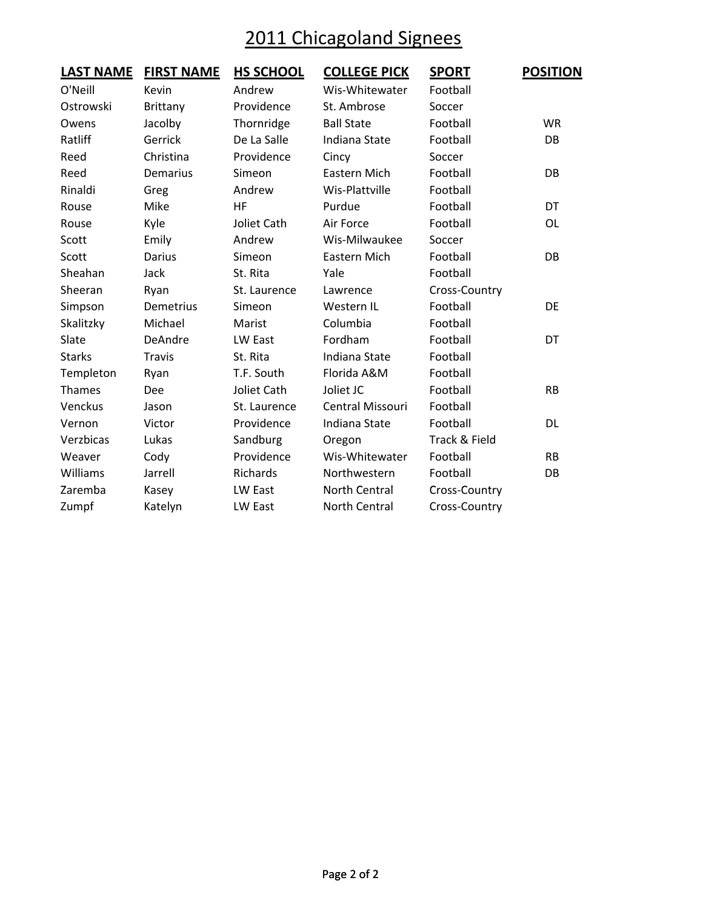# 2011 Chicagoland Signees

| LAST NAME | FIRST NAME | HS SCHOOL | COLLEGE PICK | SPORT | POSITION |
|---|---|---|---|---|---|
| O'Neill | Kevin | Andrew | Wis-Whitewater | Football | |
| Ostrowski | Brittany | Providence | St. Ambrose | Soccer | |
| Owens | Jacolby | Thornridge | Ball State | Football | WR |
| Ratliff | Gerrick | De La Salle | Indiana State | Football | DB |
| Reed | Christina | Providence | Cincy | Soccer | |
| Reed | Demarius | Simeon | Eastern Mich | Football | DB |
| Rinaldi | Greg | Andrew | Wis-Plattville | Football | |
| Rouse | Mike | HF | Purdue | Football | DT |
| Rouse | Kyle | Joliet Cath | Air Force | Football | OL |
| Scott | Emily | Andrew | Wis-Milwaukee | Soccer | |
| Scott | Darius | Simeon | Eastern Mich | Football | DB |
| Sheahan | Jack | St. Rita | Yale | Football | |
| Sheeran | Ryan | St. Laurence | Lawrence | Cross-Country | |
| Simpson | Demetrius | Simeon | Western IL | Football | DE |
| Skalitzky | Michael | Marist | Columbia | Football | |
| Slate | DeAndre | LW East | Fordham | Football | DT |
| Starks | Travis | St. Rita | Indiana State | Football | |
| Templeton | Ryan | T.F. South | Florida A&M | Football | |
| Thames | Dee | Joliet Cath | Joliet JC | Football | RB |
| Venckus | Jason | St. Laurence | Central Missouri | Football | |
| Vernon | Victor | Providence | Indiana State | Football | DL |
| Verzbicas | Lukas | Sandburg | Oregon | Track & Field | |
| Weaver | Cody | Providence | Wis-Whitewater | Football | RB |
| Williams | Jarrell | Richards | Northwestern | Football | DB |
| Zaremba | Kasey | LW East | North Central | Cross-Country | |
| Zumpf | Katelyn | LW East | North Central | Cross-Country | |